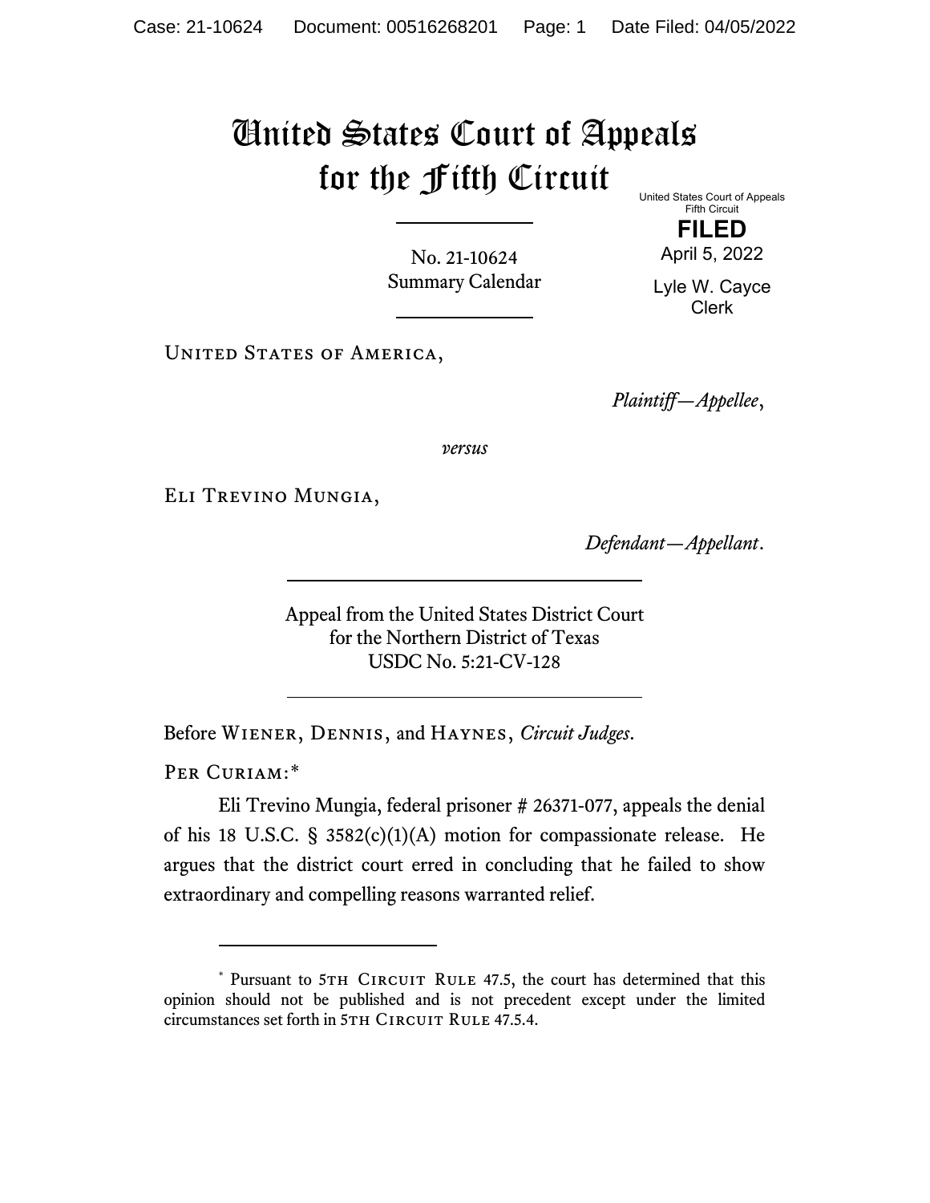# United States Court of Appeals for the Fifth Circuit

United States Court of Appeals
Fifth Circuit

**FILED**

April 5, 2022

Lyle W. Cayce
Clerk

No. 21-10624
Summary Calendar

---

United States of America,

*Plaintiff—Appellee*,

*versus*

Eli Trevino Mungia,

*Defendant—Appellant*.

---

Appeal from the United States District Court
for the Northern District of Texas
USDC No. 5:21-CV-128

---

Before Wiener, Dennis, and Haynes, *Circuit Judges*.

Per Curiam:*

Eli Trevino Mungia, federal prisoner # 26371-077, appeals the denial of his 18 U.S.C. § 3582(c)(1)(A) motion for compassionate release. He argues that the district court erred in concluding that he failed to show extraordinary and compelling reasons warranted relief.

---

\* Pursuant to 5th Circuit Rule 47.5, the court has determined that this opinion should not be published and is not precedent except under the limited circumstances set forth in 5th Circuit Rule 47.5.4.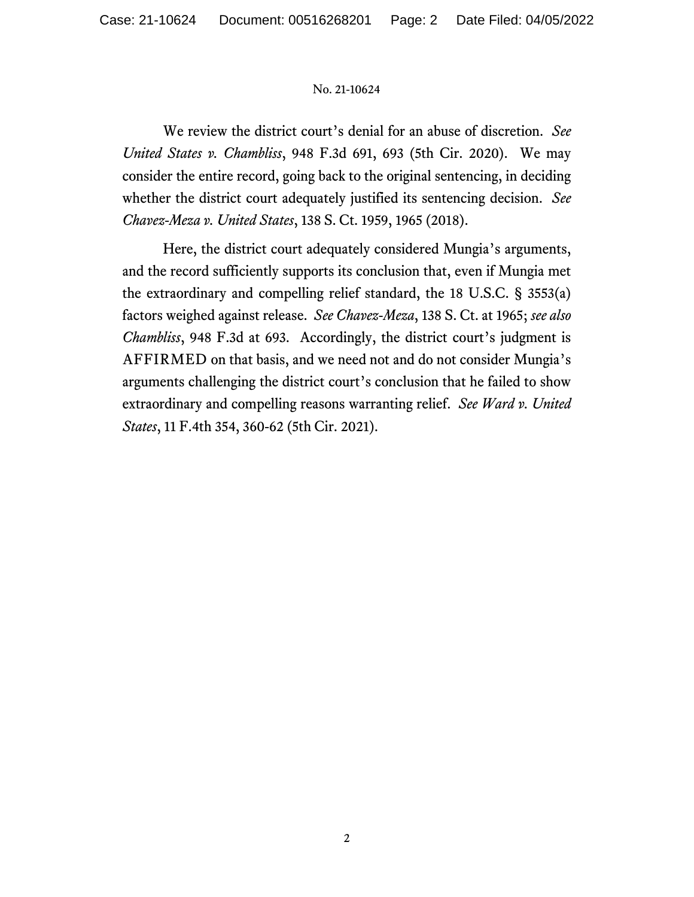We review the district court's denial for an abuse of discretion. *See United States v. Chambliss*, 948 F.3d 691, 693 (5th Cir. 2020). We may consider the entire record, going back to the original sentencing, in deciding whether the district court adequately justified its sentencing decision. *See Chavez-Meza v. United States*, 138 S. Ct. 1959, 1965 (2018).

Here, the district court adequately considered Mungia's arguments, and the record sufficiently supports its conclusion that, even if Mungia met the extraordinary and compelling relief standard, the 18 U.S.C. § 3553(a) factors weighed against release. *See Chavez-Meza*, 138 S. Ct. at 1965; *see also Chambliss*, 948 F.3d at 693. Accordingly, the district court's judgment is AFFIRMED on that basis, and we need not and do not consider Mungia's arguments challenging the district court's conclusion that he failed to show extraordinary and compelling reasons warranting relief. *See Ward v. United States*, 11 F.4th 354, 360-62 (5th Cir. 2021).